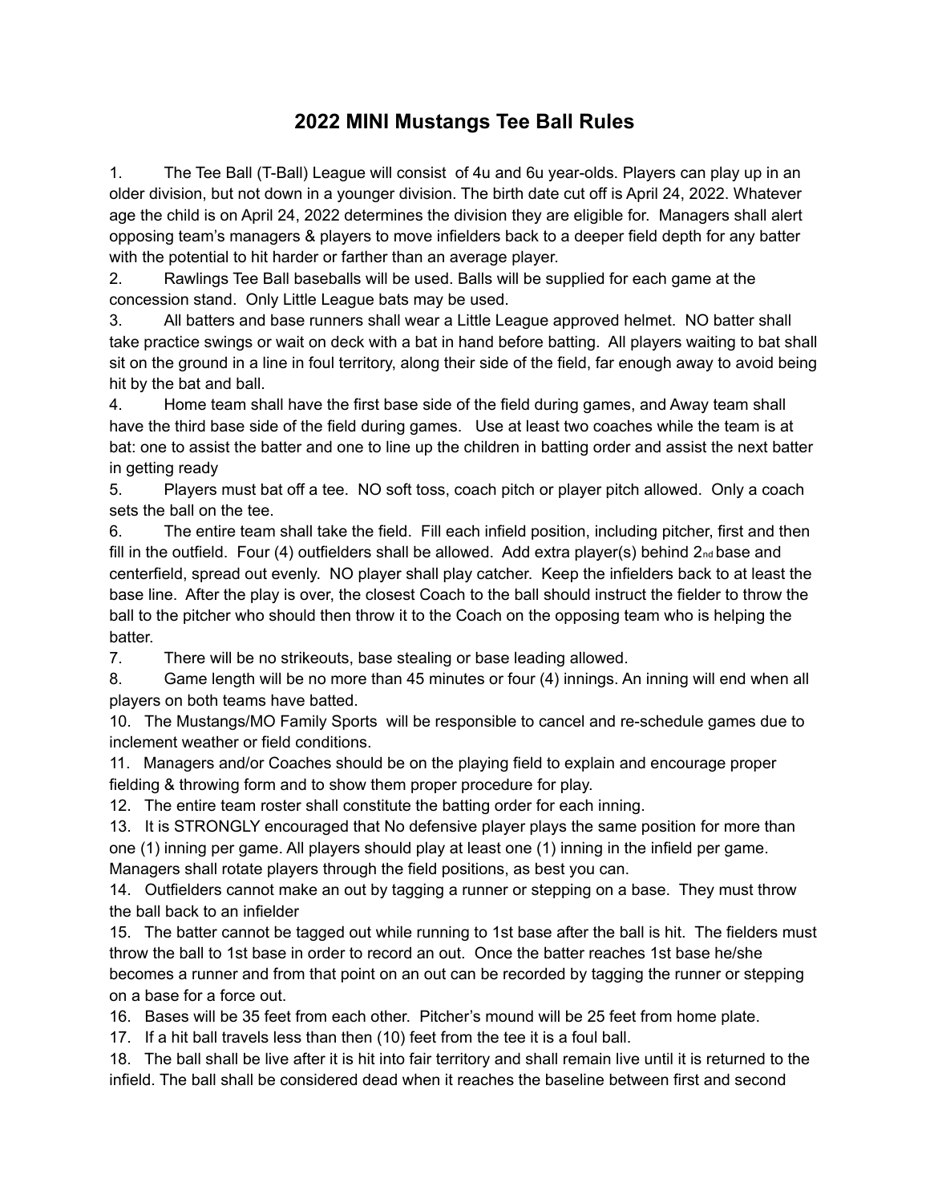# 2022 MINI Mustangs Tee Ball Rules

1. The Tee Ball (T-Ball) League will consist of 4u and 6u year-olds. Players can play up in an older division, but not down in a younger division. The birth date cut off is April 24, 2022. Whatever age the child is on April 24, 2022 determines the division they are eligible for. Managers shall alert opposing team's managers & players to move infielders back to a deeper field depth for any batter with the potential to hit harder or farther than an average player.
2. Rawlings Tee Ball baseballs will be used. Balls will be supplied for each game at the concession stand. Only Little League bats may be used.
3. All batters and base runners shall wear a Little League approved helmet. NO batter shall take practice swings or wait on deck with a bat in hand before batting. All players waiting to bat shall sit on the ground in a line in foul territory, along their side of the field, far enough away to avoid being hit by the bat and ball.
4. Home team shall have the first base side of the field during games, and Away team shall have the third base side of the field during games. Use at least two coaches while the team is at bat: one to assist the batter and one to line up the children in batting order and assist the next batter in getting ready
5. Players must bat off a tee. NO soft toss, coach pitch or player pitch allowed. Only a coach sets the ball on the tee.
6. The entire team shall take the field. Fill each infield position, including pitcher, first and then fill in the outfield. Four (4) outfielders shall be allowed. Add extra player(s) behind 2nd base and centerfield, spread out evenly. NO player shall play catcher. Keep the infielders back to at least the base line. After the play is over, the closest Coach to the ball should instruct the fielder to throw the ball to the pitcher who should then throw it to the Coach on the opposing team who is helping the batter.
7. There will be no strikeouts, base stealing or base leading allowed.
8. Game length will be no more than 45 minutes or four (4) innings. An inning will end when all players on both teams have batted.

10. The Mustangs/MO Family Sports will be responsible to cancel and re-schedule games due to inclement weather or field conditions.
11. Managers and/or Coaches should be on the playing field to explain and encourage proper fielding & throwing form and to show them proper procedure for play.
12. The entire team roster shall constitute the batting order for each inning.
13. It is STRONGLY encouraged that No defensive player plays the same position for more than one (1) inning per game. All players should play at least one (1) inning in the infield per game. Managers shall rotate players through the field positions, as best you can.
14. Outfielders cannot make an out by tagging a runner or stepping on a base. They must throw the ball back to an infielder
15. The batter cannot be tagged out while running to 1st base after the ball is hit. The fielders must throw the ball to 1st base in order to record an out. Once the batter reaches 1st base he/she becomes a runner and from that point on an out can be recorded by tagging the runner or stepping on a base for a force out.
16. Bases will be 35 feet from each other. Pitcher's mound will be 25 feet from home plate.
17. If a hit ball travels less than then (10) feet from the tee it is a foul ball.
18. The ball shall be live after it is hit into fair territory and shall remain live until it is returned to the infield. The ball shall be considered dead when it reaches the baseline between first and second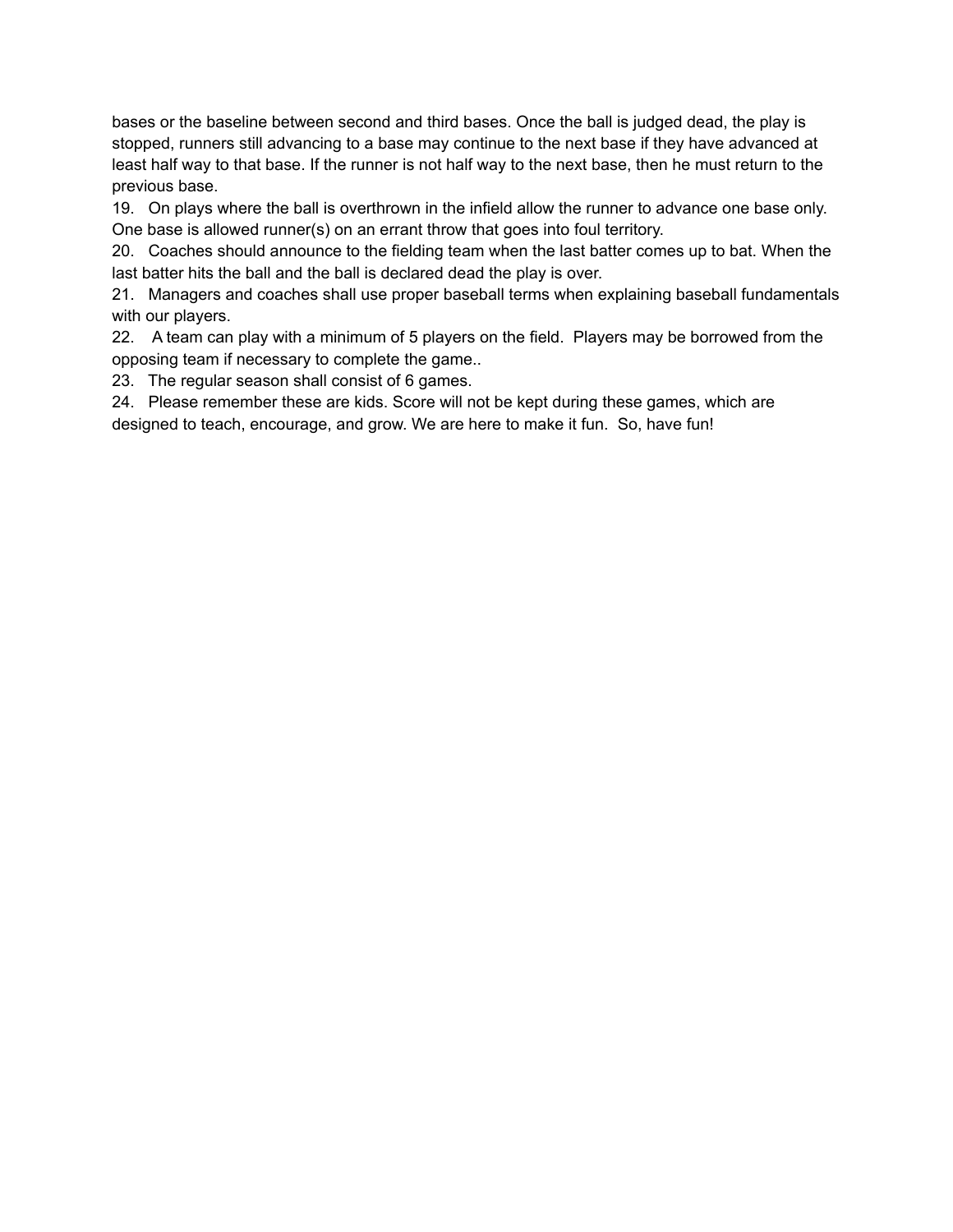bases or the baseline between second and third bases. Once the ball is judged dead, the play is stopped, runners still advancing to a base may continue to the next base if they have advanced at least half way to that base. If the runner is not half way to the next base, then he must return to the previous base.

19. On plays where the ball is overthrown in the infield allow the runner to advance one base only. One base is allowed runner(s) on an errant throw that goes into foul territory.
20. Coaches should announce to the fielding team when the last batter comes up to bat. When the last batter hits the ball and the ball is declared dead the play is over.
21. Managers and coaches shall use proper baseball terms when explaining baseball fundamentals with our players.
22. A team can play with a minimum of 5 players on the field. Players may be borrowed from the opposing team if necessary to complete the game..
23. The regular season shall consist of 6 games.
24. Please remember these are kids. Score will not be kept during these games, which are designed to teach, encourage, and grow. We are here to make it fun. So, have fun!